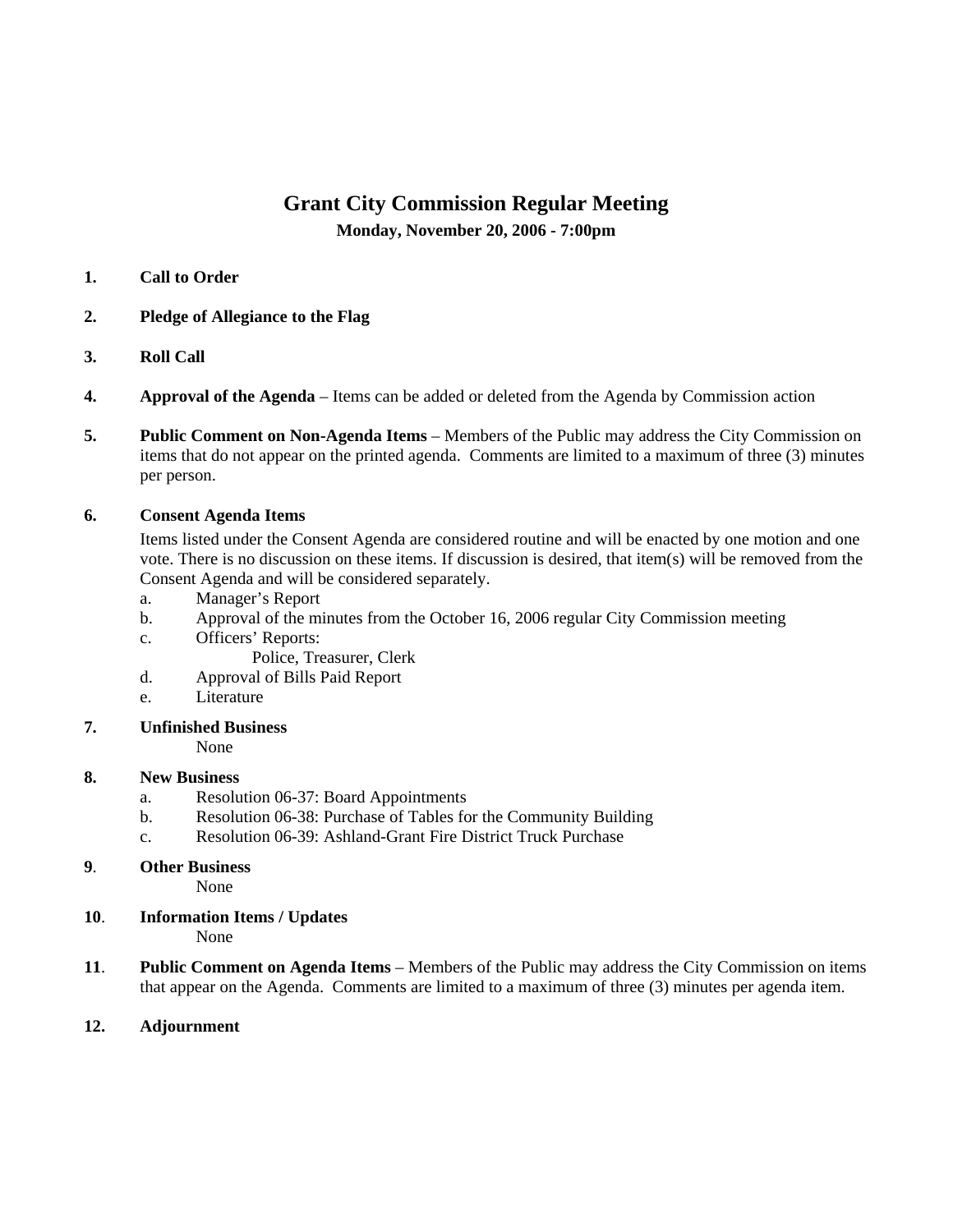# Grant City Commission Regular Meeting

**Monday, November 20, 2006 - 7:00pm**

1. **Call to Order**

2. **Pledge of Allegiance to the Flag**

3. **Roll Call**

4. **Approval of the Agenda** – Items can be added or deleted from the Agenda by Commission action

5. **Public Comment on Non-Agenda Items** – Members of the Public may address the City Commission on items that do not appear on the printed agenda. Comments are limited to a maximum of three (3) minutes per person.

6. **Consent Agenda Items**

   Items listed under the Consent Agenda are considered routine and will be enacted by one motion and one vote. There is no discussion on these items. If discussion is desired, that item(s) will be removed from the Consent Agenda and will be considered separately.

   a. Manager's Report
   b. Approval of the minutes from the October 16, 2006 regular City Commission meeting
   c. Officers' Reports:
      Police, Treasurer, Clerk
   d. Approval of Bills Paid Report
   e. Literature

7. **Unfinished Business**

   None

8. **New Business**

   a. Resolution 06-37: Board Appointments
   b. Resolution 06-38: Purchase of Tables for the Community Building
   c. Resolution 06-39: Ashland-Grant Fire District Truck Purchase

9. **Other Business**

   None

10. **Information Items / Updates**

    None

11. **Public Comment on Agenda Items** – Members of the Public may address the City Commission on items that appear on the Agenda. Comments are limited to a maximum of three (3) minutes per agenda item.

12. **Adjournment**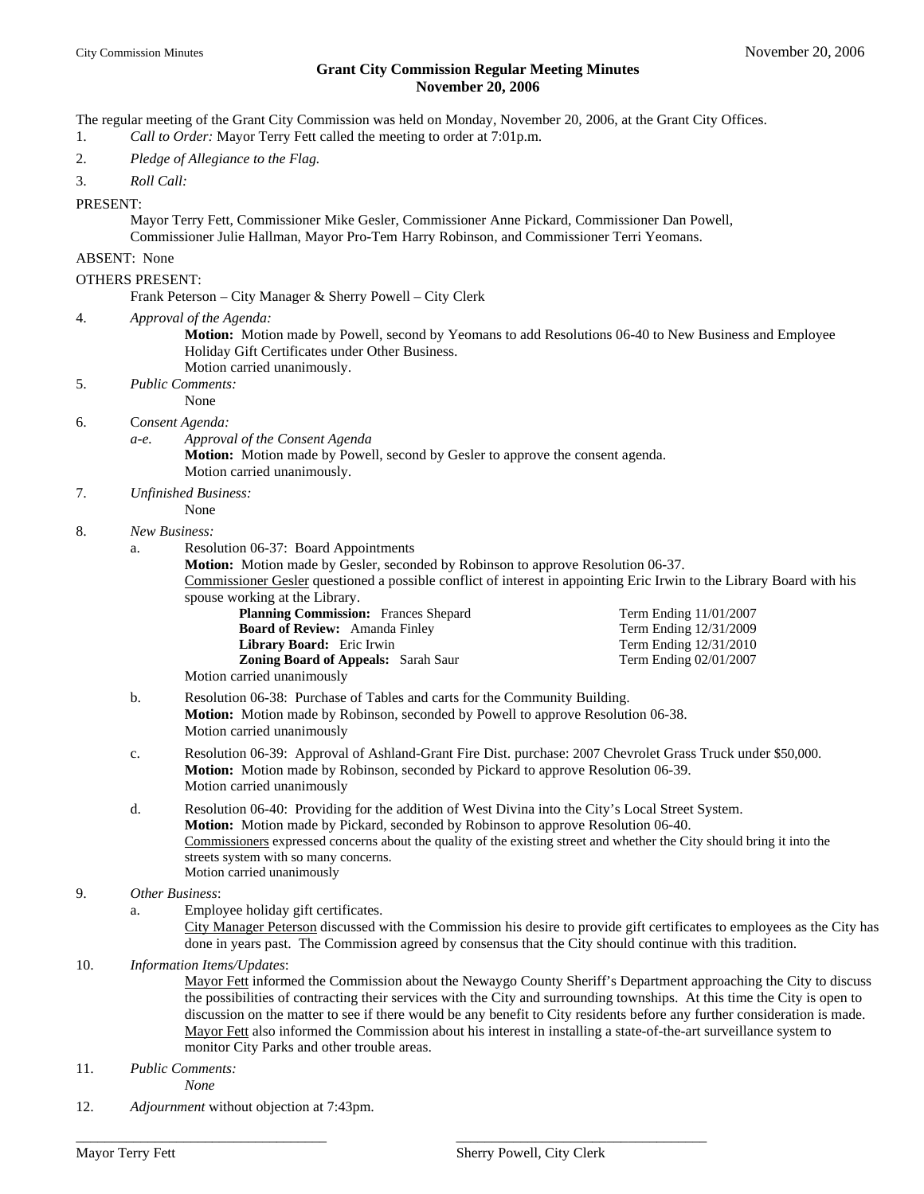# Grant City Commission Regular Meeting Minutes
## November 20, 2006

The regular meeting of the Grant City Commission was held on Monday, November 20, 2006, at the Grant City Offices.

1. *Call to Order:* Mayor Terry Fett called the meeting to order at 7:01p.m.
2. *Pledge of Allegiance to the Flag.*
3. *Roll Call:*

PRESENT:

Mayor Terry Fett, Commissioner Mike Gesler, Commissioner Anne Pickard, Commissioner Dan Powell, Commissioner Julie Hallman, Mayor Pro-Tem Harry Robinson, and Commissioner Terri Yeomans.

ABSENT: None

OTHERS PRESENT:

Frank Peterson – City Manager & Sherry Powell – City Clerk

4. *Approval of the Agenda:*

   **Motion:** Motion made by Powell, second by Yeomans to add Resolutions 06-40 to New Business and Employee Holiday Gift Certificates under Other Business.
   Motion carried unanimously.

5. *Public Comments:*

   None

6. C*onsent Agenda:*

   *a-e.* *Approval of the Consent Agenda*
   **Motion:** Motion made by Powell, second by Gesler to approve the consent agenda.
   Motion carried unanimously.

7. *Unfinished Business:*

   None

8. *New Business:*

   a. Resolution 06-37: Board Appointments
   **Motion:** Motion made by Gesler, seconded by Robinson to approve Resolution 06-37.
   Commissioner Gesler questioned a possible conflict of interest in appointing Eric Irwin to the Library Board with his spouse working at the Library.

| | |
|---|---|
| **Planning Commission:** Frances Shepard | Term Ending 11/01/2007 |
| **Board of Review:** Amanda Finley | Term Ending 12/31/2009 |
| **Library Board:** Eric Irwin | Term Ending 12/31/2010 |
| **Zoning Board of Appeals:** Sarah Saur | Term Ending 02/01/2007 |

   Motion carried unanimously

   b. Resolution 06-38: Purchase of Tables and carts for the Community Building.
   **Motion:** Motion made by Robinson, seconded by Powell to approve Resolution 06-38.
   Motion carried unanimously

   c. Resolution 06-39: Approval of Ashland-Grant Fire Dist. purchase: 2007 Chevrolet Grass Truck under $50,000.
   **Motion:** Motion made by Robinson, seconded by Pickard to approve Resolution 06-39.
   Motion carried unanimously

   d. Resolution 06-40: Providing for the addition of West Divina into the City's Local Street System.
   **Motion:** Motion made by Pickard, seconded by Robinson to approve Resolution 06-40.
   Commissioners expressed concerns about the quality of the existing street and whether the City should bring it into the streets system with so many concerns.
   Motion carried unanimously

9. *Other Business*:

   a. Employee holiday gift certificates.
   City Manager Peterson discussed with the Commission his desire to provide gift certificates to employees as the City has done in years past. The Commission agreed by consensus that the City should continue with this tradition.

10. *Information Items/Updates*:

    Mayor Fett informed the Commission about the Newaygo County Sheriff's Department approaching the City to discuss the possibilities of contracting their services with the City and surrounding townships. At this time the City is open to discussion on the matter to see if there would be any benefit to City residents before any further consideration is made. Mayor Fett also informed the Commission about his interest in installing a state-of-the-art surveillance system to monitor City Parks and other trouble areas.

11. *Public Comments:*

    *None*

12. *Adjournment* without objection at 7:43pm.

\_\_\_\_\_\_\_\_\_\_\_\_\_\_\_\_\_\_\_\_\_\_\_\_\_\_\_\_\_\_\_\_\_\_
Mayor Terry Fett

\_\_\_\_\_\_\_\_\_\_\_\_\_\_\_\_\_\_\_\_\_\_\_\_\_\_\_\_\_\_\_\_\_\_
Sherry Powell, City Clerk